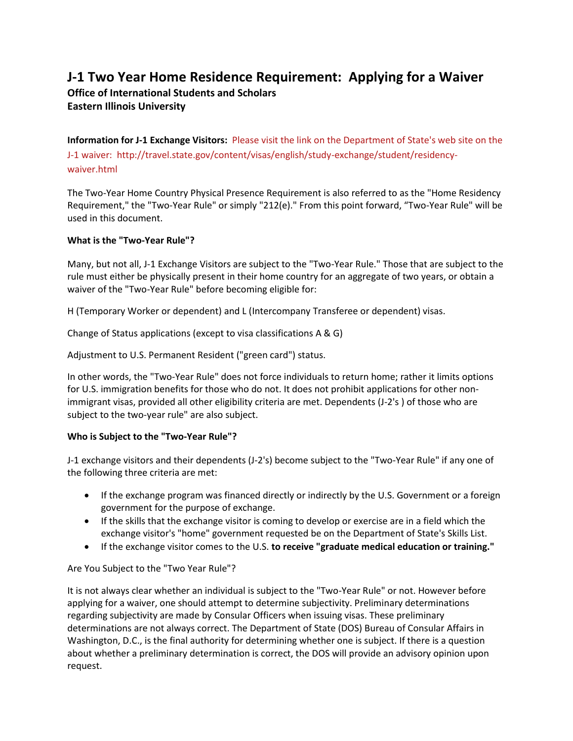# J-1 Two Year Home Residence Requirement: Applying for a Waiver

**Office of International Students and Scholars**
**Eastern Illinois University**

**Information for J-1 Exchange Visitors:** Please visit the link on the Department of State's web site on the J-1 waiver: http://travel.state.gov/content/visas/english/study-exchange/student/residency-waiver.html

The Two-Year Home Country Physical Presence Requirement is also referred to as the "Home Residency Requirement," the "Two-Year Rule" or simply "212(e)." From this point forward, "Two-Year Rule" will be used in this document.

**What is the "Two-Year Rule"?**

Many, but not all, J-1 Exchange Visitors are subject to the "Two-Year Rule." Those that are subject to the rule must either be physically present in their home country for an aggregate of two years, or obtain a waiver of the "Two-Year Rule" before becoming eligible for:

H (Temporary Worker or dependent) and L (Intercompany Transferee or dependent) visas.

Change of Status applications (except to visa classifications A & G)

Adjustment to U.S. Permanent Resident ("green card") status.

In other words, the "Two-Year Rule" does not force individuals to return home; rather it limits options for U.S. immigration benefits for those who do not. It does not prohibit applications for other non-immigrant visas, provided all other eligibility criteria are met. Dependents (J-2's ) of those who are subject to the two-year rule" are also subject.

**Who is Subject to the "Two-Year Rule"?**

J-1 exchange visitors and their dependents (J-2's) become subject to the "Two-Year Rule" if any one of the following three criteria are met:

- If the exchange program was financed directly or indirectly by the U.S. Government or a foreign government for the purpose of exchange.
- If the skills that the exchange visitor is coming to develop or exercise are in a field which the exchange visitor's "home" government requested be on the Department of State's Skills List.
- If the exchange visitor comes to the U.S. **to receive "graduate medical education or training."**

Are You Subject to the "Two Year Rule"?

It is not always clear whether an individual is subject to the "Two-Year Rule" or not. However before applying for a waiver, one should attempt to determine subjectivity. Preliminary determinations regarding subjectivity are made by Consular Officers when issuing visas. These preliminary determinations are not always correct. The Department of State (DOS) Bureau of Consular Affairs in Washington, D.C., is the final authority for determining whether one is subject. If there is a question about whether a preliminary determination is correct, the DOS will provide an advisory opinion upon request.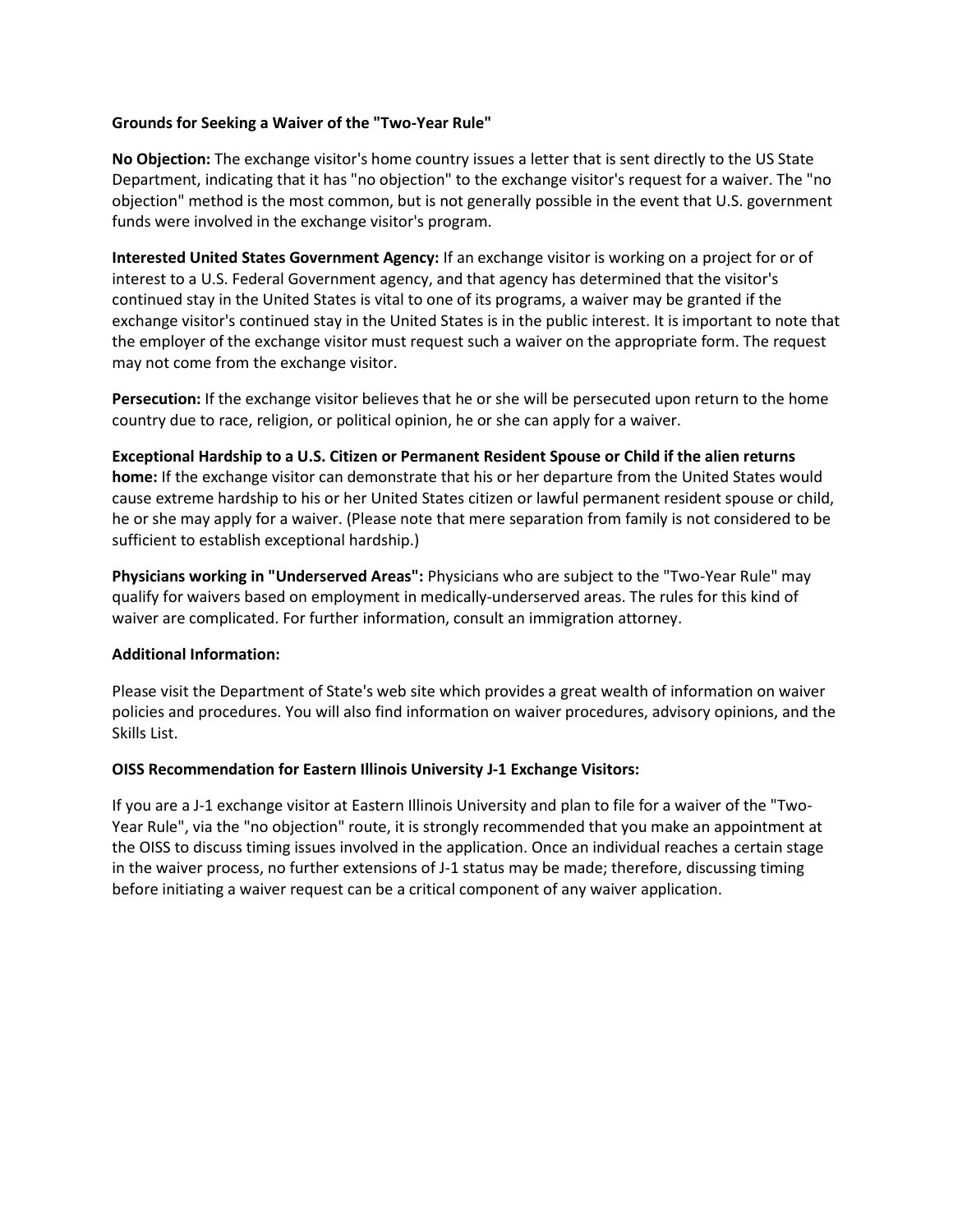## Grounds for Seeking a Waiver of the "Two-Year Rule"

**No Objection:** The exchange visitor's home country issues a letter that is sent directly to the US State Department, indicating that it has "no objection" to the exchange visitor's request for a waiver. The "no objection" method is the most common, but is not generally possible in the event that U.S. government funds were involved in the exchange visitor's program.

**Interested United States Government Agency:** If an exchange visitor is working on a project for or of interest to a U.S. Federal Government agency, and that agency has determined that the visitor's continued stay in the United States is vital to one of its programs, a waiver may be granted if the exchange visitor's continued stay in the United States is in the public interest. It is important to note that the employer of the exchange visitor must request such a waiver on the appropriate form. The request may not come from the exchange visitor.

**Persecution:** If the exchange visitor believes that he or she will be persecuted upon return to the home country due to race, religion, or political opinion, he or she can apply for a waiver.

**Exceptional Hardship to a U.S. Citizen or Permanent Resident Spouse or Child if the alien returns home:** If the exchange visitor can demonstrate that his or her departure from the United States would cause extreme hardship to his or her United States citizen or lawful permanent resident spouse or child, he or she may apply for a waiver. (Please note that mere separation from family is not considered to be sufficient to establish exceptional hardship.)

**Physicians working in "Underserved Areas":** Physicians who are subject to the "Two-Year Rule" may qualify for waivers based on employment in medically-underserved areas. The rules for this kind of waiver are complicated. For further information, consult an immigration attorney.

**Additional Information:**

Please visit the Department of State's web site which provides a great wealth of information on waiver policies and procedures. You will also find information on waiver procedures, advisory opinions, and the Skills List.

**OISS Recommendation for Eastern Illinois University J-1 Exchange Visitors:**

If you are a J-1 exchange visitor at Eastern Illinois University and plan to file for a waiver of the "Two-Year Rule", via the "no objection" route, it is strongly recommended that you make an appointment at the OISS to discuss timing issues involved in the application. Once an individual reaches a certain stage in the waiver process, no further extensions of J-1 status may be made; therefore, discussing timing before initiating a waiver request can be a critical component of any waiver application.